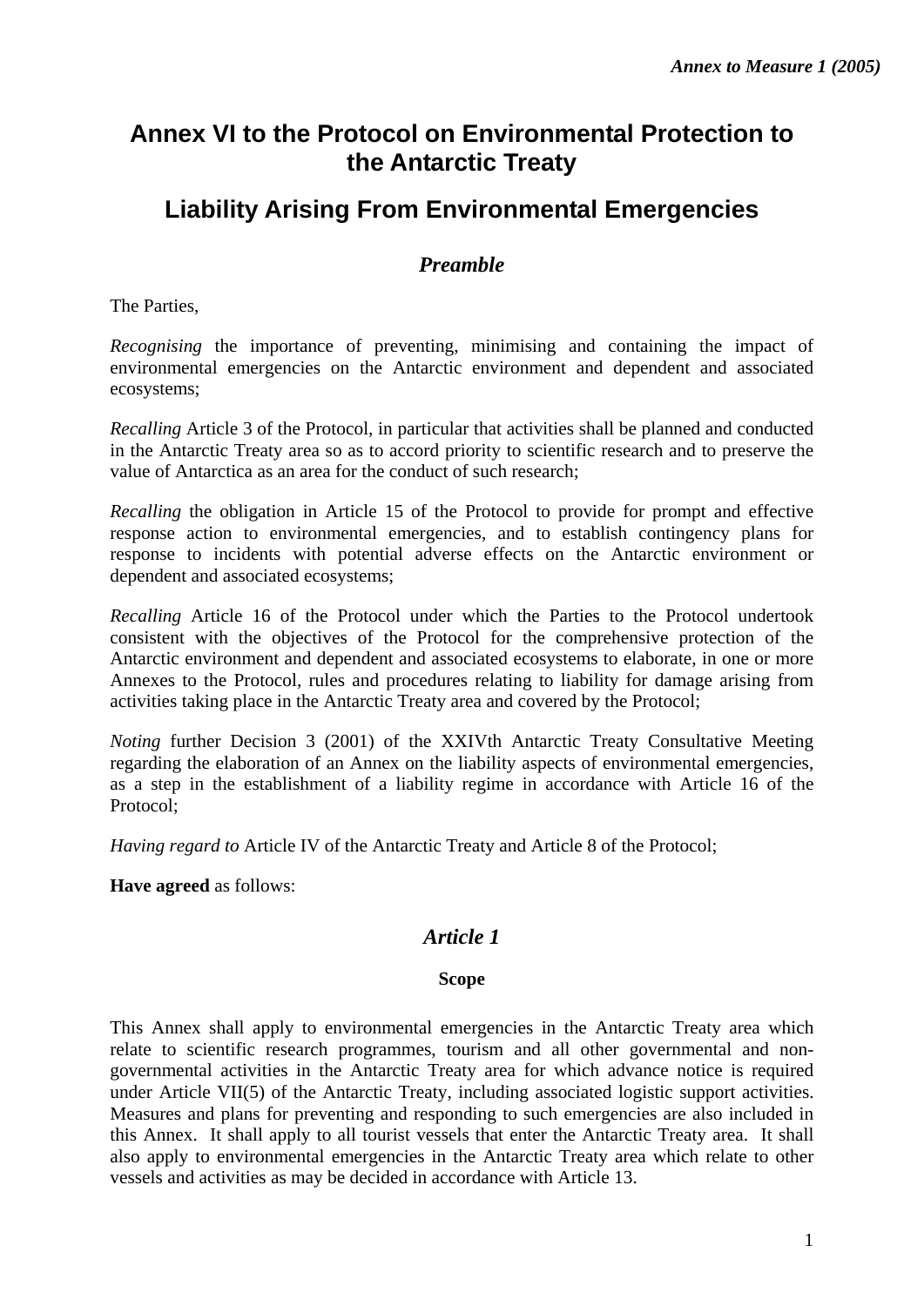*Annex to Measure 1 (2005)*

# Annex VI to the Protocol on Environmental Protection to the Antarctic Treaty

# Liability Arising From Environmental Emergencies

## *Preamble*

The Parties,

*Recognising* the importance of preventing, minimising and containing the impact of environmental emergencies on the Antarctic environment and dependent and associated ecosystems;

*Recalling* Article 3 of the Protocol, in particular that activities shall be planned and conducted in the Antarctic Treaty area so as to accord priority to scientific research and to preserve the value of Antarctica as an area for the conduct of such research;

*Recalling* the obligation in Article 15 of the Protocol to provide for prompt and effective response action to environmental emergencies, and to establish contingency plans for response to incidents with potential adverse effects on the Antarctic environment or dependent and associated ecosystems;

*Recalling* Article 16 of the Protocol under which the Parties to the Protocol undertook consistent with the objectives of the Protocol for the comprehensive protection of the Antarctic environment and dependent and associated ecosystems to elaborate, in one or more Annexes to the Protocol, rules and procedures relating to liability for damage arising from activities taking place in the Antarctic Treaty area and covered by the Protocol;

*Noting* further Decision 3 (2001) of the XXIVth Antarctic Treaty Consultative Meeting regarding the elaboration of an Annex on the liability aspects of environmental emergencies, as a step in the establishment of a liability regime in accordance with Article 16 of the Protocol;

*Having regard to* Article IV of the Antarctic Treaty and Article 8 of the Protocol;

**Have agreed** as follows:

## *Article 1*

### Scope

This Annex shall apply to environmental emergencies in the Antarctic Treaty area which relate to scientific research programmes, tourism and all other governmental and non-governmental activities in the Antarctic Treaty area for which advance notice is required under Article VII(5) of the Antarctic Treaty, including associated logistic support activities. Measures and plans for preventing and responding to such emergencies are also included in this Annex. It shall apply to all tourist vessels that enter the Antarctic Treaty area. It shall also apply to environmental emergencies in the Antarctic Treaty area which relate to other vessels and activities as may be decided in accordance with Article 13.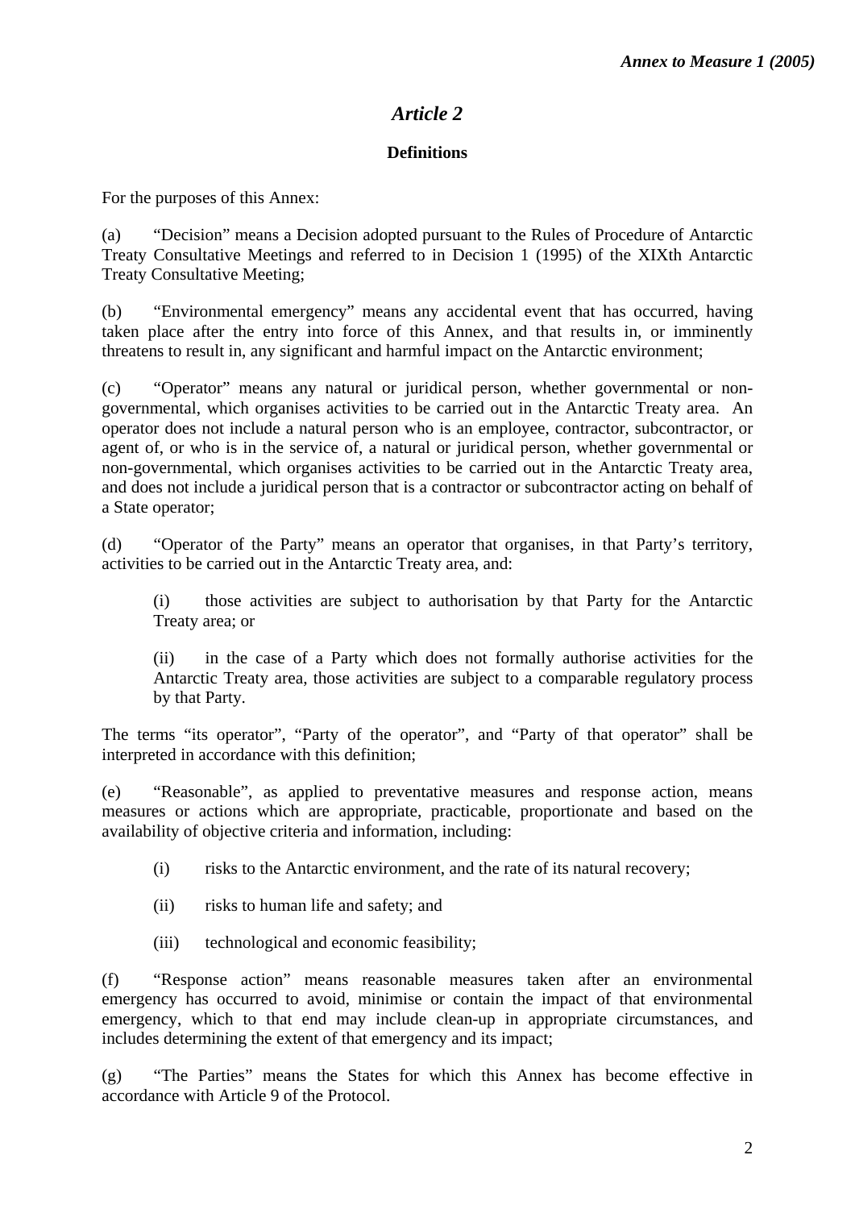## *Article 2*

**Definitions**

For the purposes of this Annex:

(a) "Decision" means a Decision adopted pursuant to the Rules of Procedure of Antarctic Treaty Consultative Meetings and referred to in Decision 1 (1995) of the XIXth Antarctic Treaty Consultative Meeting;

(b) "Environmental emergency" means any accidental event that has occurred, having taken place after the entry into force of this Annex, and that results in, or imminently threatens to result in, any significant and harmful impact on the Antarctic environment;

(c) "Operator" means any natural or juridical person, whether governmental or non-governmental, which organises activities to be carried out in the Antarctic Treaty area. An operator does not include a natural person who is an employee, contractor, subcontractor, or agent of, or who is in the service of, a natural or juridical person, whether governmental or non-governmental, which organises activities to be carried out in the Antarctic Treaty area, and does not include a juridical person that is a contractor or subcontractor acting on behalf of a State operator;

(d) "Operator of the Party" means an operator that organises, in that Party's territory, activities to be carried out in the Antarctic Treaty area, and:

> (i) those activities are subject to authorisation by that Party for the Antarctic Treaty area; or
>
> (ii) in the case of a Party which does not formally authorise activities for the Antarctic Treaty area, those activities are subject to a comparable regulatory process by that Party.

The terms "its operator", "Party of the operator", and "Party of that operator" shall be interpreted in accordance with this definition;

(e) "Reasonable", as applied to preventative measures and response action, means measures or actions which are appropriate, practicable, proportionate and based on the availability of objective criteria and information, including:

> (i) risks to the Antarctic environment, and the rate of its natural recovery;
>
> (ii) risks to human life and safety; and
>
> (iii) technological and economic feasibility;

(f) "Response action" means reasonable measures taken after an environmental emergency has occurred to avoid, minimise or contain the impact of that environmental emergency, which to that end may include clean-up in appropriate circumstances, and includes determining the extent of that emergency and its impact;

(g) "The Parties" means the States for which this Annex has become effective in accordance with Article 9 of the Protocol.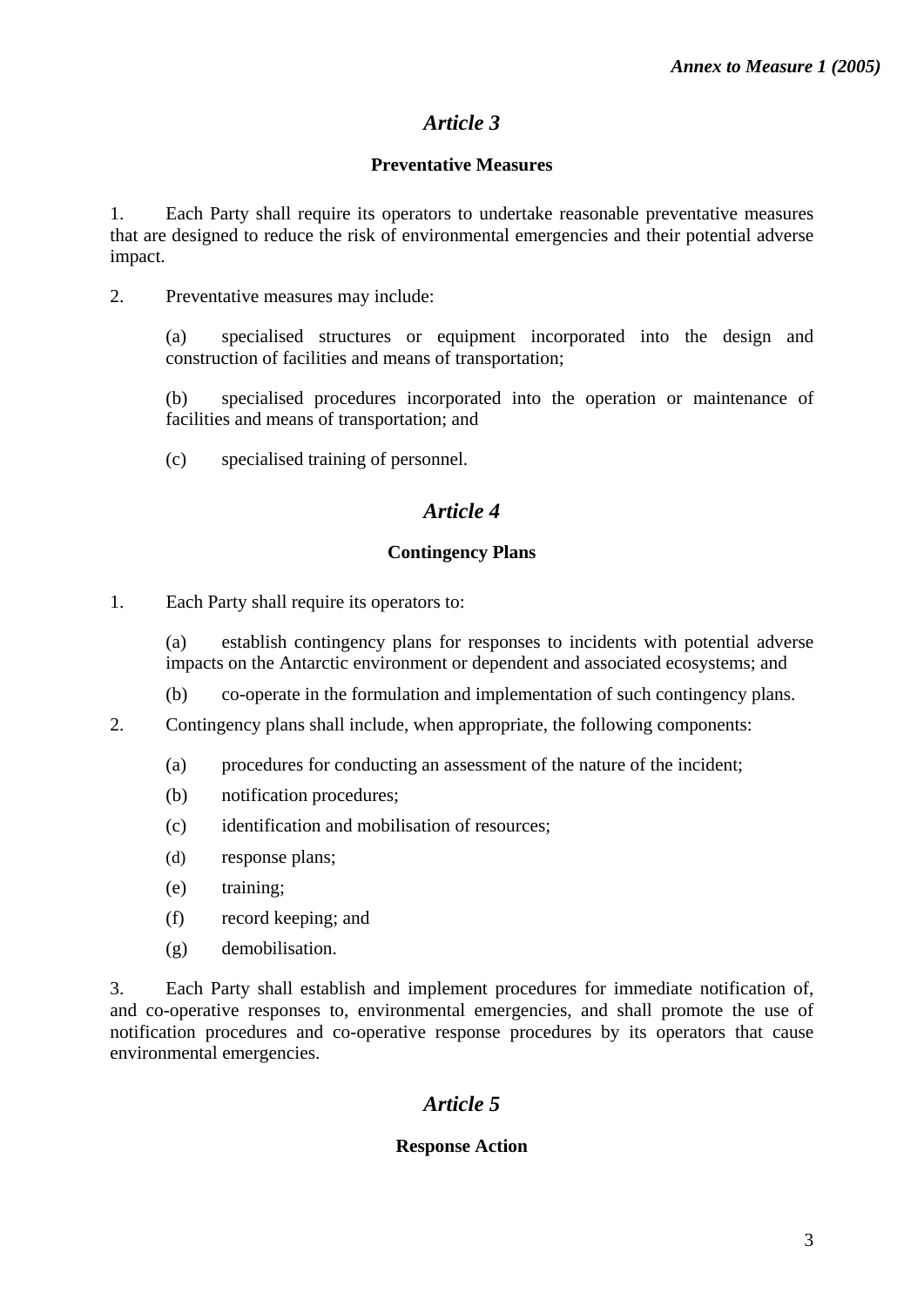## *Article 3*

**Preventative Measures**

1. Each Party shall require its operators to undertake reasonable preventative measures that are designed to reduce the risk of environmental emergencies and their potential adverse impact.

2. Preventative measures may include:

   (a) specialised structures or equipment incorporated into the design and construction of facilities and means of transportation;

   (b) specialised procedures incorporated into the operation or maintenance of facilities and means of transportation; and

   (c) specialised training of personnel.

## *Article 4*

**Contingency Plans**

1. Each Party shall require its operators to:

   (a) establish contingency plans for responses to incidents with potential adverse impacts on the Antarctic environment or dependent and associated ecosystems; and

   (b) co-operate in the formulation and implementation of such contingency plans.

2. Contingency plans shall include, when appropriate, the following components:

   (a) procedures for conducting an assessment of the nature of the incident;

   (b) notification procedures;

   (c) identification and mobilisation of resources;

   (d) response plans;

   (e) training;

   (f) record keeping; and

   (g) demobilisation.

3. Each Party shall establish and implement procedures for immediate notification of, and co-operative responses to, environmental emergencies, and shall promote the use of notification procedures and co-operative response procedures by its operators that cause environmental emergencies.

## *Article 5*

**Response Action**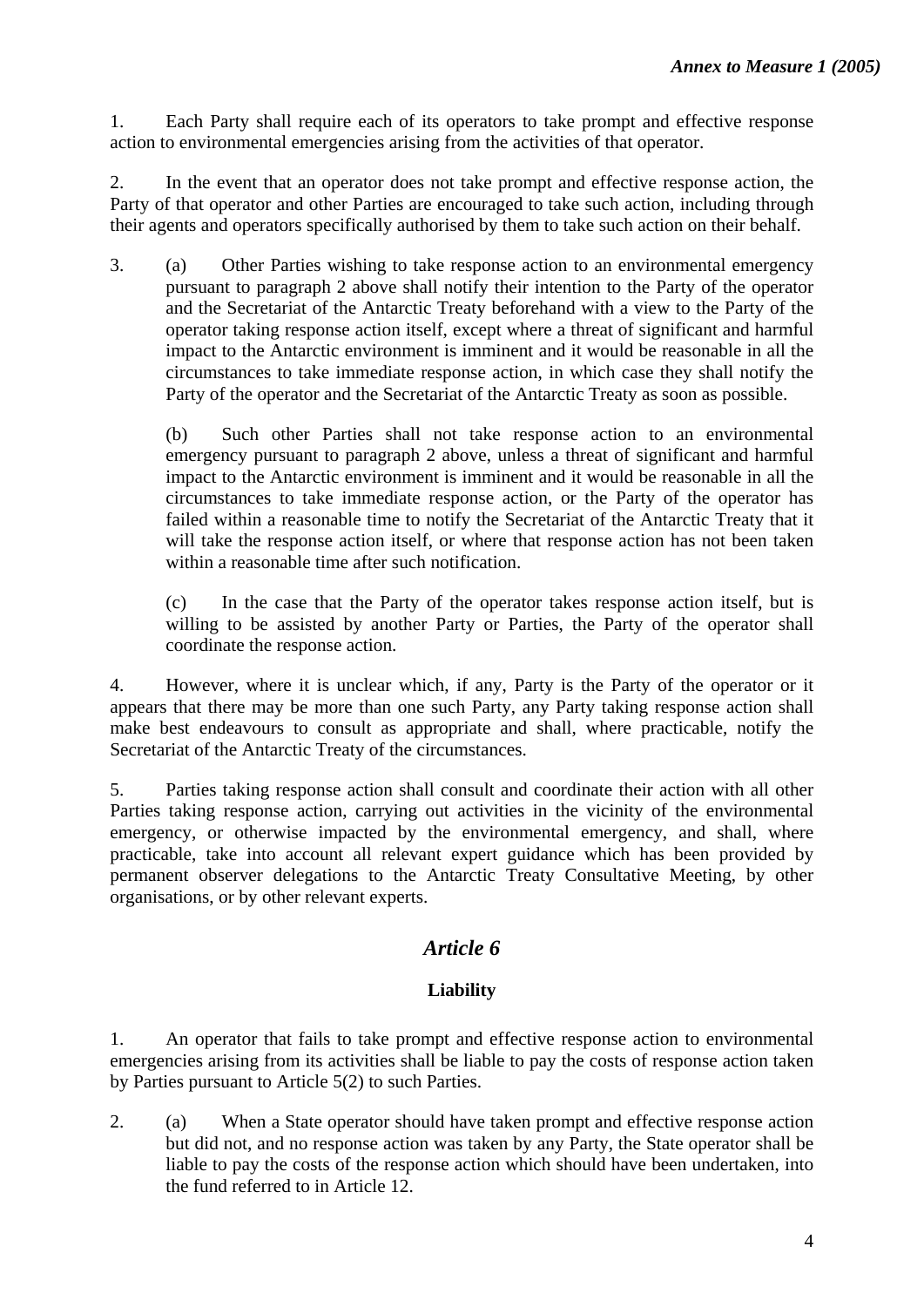1. Each Party shall require each of its operators to take prompt and effective response action to environmental emergencies arising from the activities of that operator.

2. In the event that an operator does not take prompt and effective response action, the Party of that operator and other Parties are encouraged to take such action, including through their agents and operators specifically authorised by them to take such action on their behalf.

3. (a) Other Parties wishing to take response action to an environmental emergency pursuant to paragraph 2 above shall notify their intention to the Party of the operator and the Secretariat of the Antarctic Treaty beforehand with a view to the Party of the operator taking response action itself, except where a threat of significant and harmful impact to the Antarctic environment is imminent and it would be reasonable in all the circumstances to take immediate response action, in which case they shall notify the Party of the operator and the Secretariat of the Antarctic Treaty as soon as possible.

   (b) Such other Parties shall not take response action to an environmental emergency pursuant to paragraph 2 above, unless a threat of significant and harmful impact to the Antarctic environment is imminent and it would be reasonable in all the circumstances to take immediate response action, or the Party of the operator has failed within a reasonable time to notify the Secretariat of the Antarctic Treaty that it will take the response action itself, or where that response action has not been taken within a reasonable time after such notification.

   (c) In the case that the Party of the operator takes response action itself, but is willing to be assisted by another Party or Parties, the Party of the operator shall coordinate the response action.

4. However, where it is unclear which, if any, Party is the Party of the operator or it appears that there may be more than one such Party, any Party taking response action shall make best endeavours to consult as appropriate and shall, where practicable, notify the Secretariat of the Antarctic Treaty of the circumstances.

5. Parties taking response action shall consult and coordinate their action with all other Parties taking response action, carrying out activities in the vicinity of the environmental emergency, or otherwise impacted by the environmental emergency, and shall, where practicable, take into account all relevant expert guidance which has been provided by permanent observer delegations to the Antarctic Treaty Consultative Meeting, by other organisations, or by other relevant experts.

## *Article 6*

### Liability

1. An operator that fails to take prompt and effective response action to environmental emergencies arising from its activities shall be liable to pay the costs of response action taken by Parties pursuant to Article 5(2) to such Parties.

2. (a) When a State operator should have taken prompt and effective response action but did not, and no response action was taken by any Party, the State operator shall be liable to pay the costs of the response action which should have been undertaken, into the fund referred to in Article 12.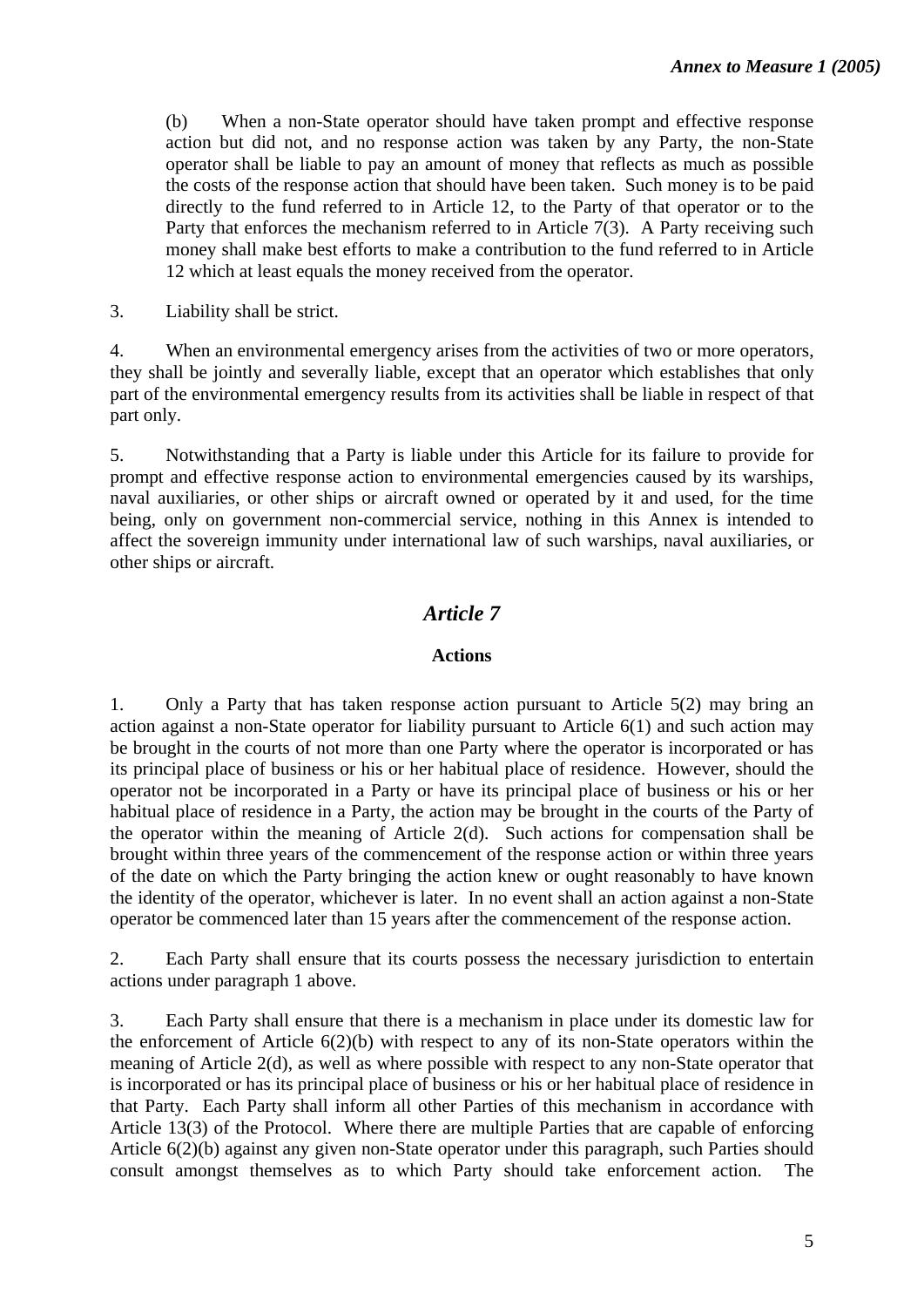(b) When a non-State operator should have taken prompt and effective response action but did not, and no response action was taken by any Party, the non-State operator shall be liable to pay an amount of money that reflects as much as possible the costs of the response action that should have been taken. Such money is to be paid directly to the fund referred to in Article 12, to the Party of that operator or to the Party that enforces the mechanism referred to in Article 7(3). A Party receiving such money shall make best efforts to make a contribution to the fund referred to in Article 12 which at least equals the money received from the operator.

3. Liability shall be strict.

4. When an environmental emergency arises from the activities of two or more operators, they shall be jointly and severally liable, except that an operator which establishes that only part of the environmental emergency results from its activities shall be liable in respect of that part only.

5. Notwithstanding that a Party is liable under this Article for its failure to provide for prompt and effective response action to environmental emergencies caused by its warships, naval auxiliaries, or other ships or aircraft owned or operated by it and used, for the time being, only on government non-commercial service, nothing in this Annex is intended to affect the sovereign immunity under international law of such warships, naval auxiliaries, or other ships or aircraft.

## *Article 7*

### Actions

1. Only a Party that has taken response action pursuant to Article 5(2) may bring an action against a non-State operator for liability pursuant to Article 6(1) and such action may be brought in the courts of not more than one Party where the operator is incorporated or has its principal place of business or his or her habitual place of residence. However, should the operator not be incorporated in a Party or have its principal place of business or his or her habitual place of residence in a Party, the action may be brought in the courts of the Party of the operator within the meaning of Article 2(d). Such actions for compensation shall be brought within three years of the commencement of the response action or within three years of the date on which the Party bringing the action knew or ought reasonably to have known the identity of the operator, whichever is later. In no event shall an action against a non-State operator be commenced later than 15 years after the commencement of the response action.

2. Each Party shall ensure that its courts possess the necessary jurisdiction to entertain actions under paragraph 1 above.

3. Each Party shall ensure that there is a mechanism in place under its domestic law for the enforcement of Article 6(2)(b) with respect to any of its non-State operators within the meaning of Article 2(d), as well as where possible with respect to any non-State operator that is incorporated or has its principal place of business or his or her habitual place of residence in that Party. Each Party shall inform all other Parties of this mechanism in accordance with Article 13(3) of the Protocol. Where there are multiple Parties that are capable of enforcing Article 6(2)(b) against any given non-State operator under this paragraph, such Parties should consult amongst themselves as to which Party should take enforcement action. The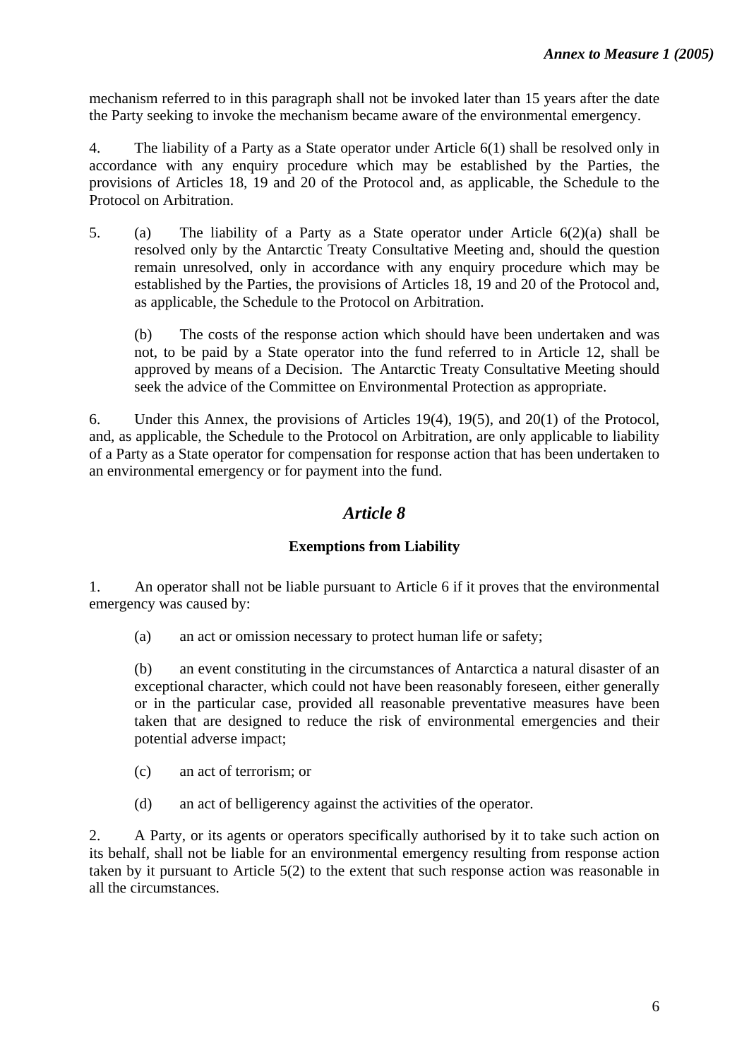mechanism referred to in this paragraph shall not be invoked later than 15 years after the date the Party seeking to invoke the mechanism became aware of the environmental emergency.

4. The liability of a Party as a State operator under Article 6(1) shall be resolved only in accordance with any enquiry procedure which may be established by the Parties, the provisions of Articles 18, 19 and 20 of the Protocol and, as applicable, the Schedule to the Protocol on Arbitration.

5. (a) The liability of a Party as a State operator under Article 6(2)(a) shall be resolved only by the Antarctic Treaty Consultative Meeting and, should the question remain unresolved, only in accordance with any enquiry procedure which may be established by the Parties, the provisions of Articles 18, 19 and 20 of the Protocol and, as applicable, the Schedule to the Protocol on Arbitration.

(b) The costs of the response action which should have been undertaken and was not, to be paid by a State operator into the fund referred to in Article 12, shall be approved by means of a Decision. The Antarctic Treaty Consultative Meeting should seek the advice of the Committee on Environmental Protection as appropriate.

6. Under this Annex, the provisions of Articles 19(4), 19(5), and 20(1) of the Protocol, and, as applicable, the Schedule to the Protocol on Arbitration, are only applicable to liability of a Party as a State operator for compensation for response action that has been undertaken to an environmental emergency or for payment into the fund.

## *Article 8*

### Exemptions from Liability

1. An operator shall not be liable pursuant to Article 6 if it proves that the environmental emergency was caused by:

(a) an act or omission necessary to protect human life or safety;

(b) an event constituting in the circumstances of Antarctica a natural disaster of an exceptional character, which could not have been reasonably foreseen, either generally or in the particular case, provided all reasonable preventative measures have been taken that are designed to reduce the risk of environmental emergencies and their potential adverse impact;

(c) an act of terrorism; or

(d) an act of belligerency against the activities of the operator.

2. A Party, or its agents or operators specifically authorised by it to take such action on its behalf, shall not be liable for an environmental emergency resulting from response action taken by it pursuant to Article 5(2) to the extent that such response action was reasonable in all the circumstances.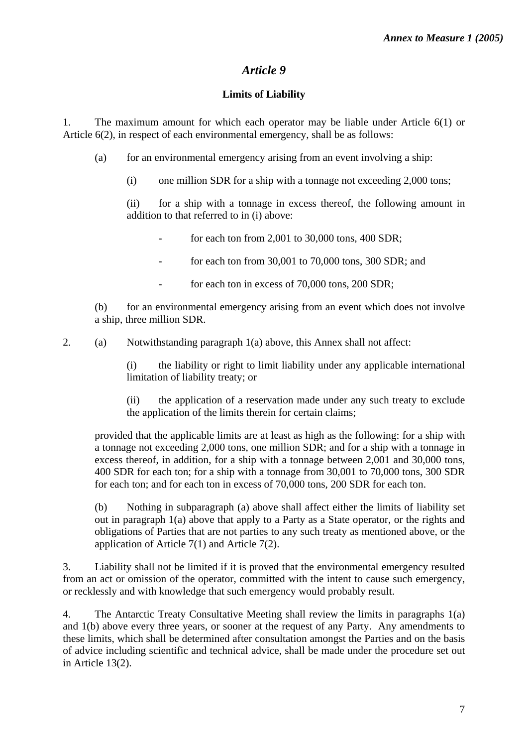## *Article 9*

### Limits of Liability

1. The maximum amount for which each operator may be liable under Article 6(1) or Article 6(2), in respect of each environmental emergency, shall be as follows:

   (a) for an environmental emergency arising from an event involving a ship:

   (i) one million SDR for a ship with a tonnage not exceeding 2,000 tons;

   (ii) for a ship with a tonnage in excess thereof, the following amount in addition to that referred to in (i) above:

   - for each ton from 2,001 to 30,000 tons, 400 SDR;
   - for each ton from 30,001 to 70,000 tons, 300 SDR; and
   - for each ton in excess of 70,000 tons, 200 SDR;

   (b) for an environmental emergency arising from an event which does not involve a ship, three million SDR.

2. (a) Notwithstanding paragraph 1(a) above, this Annex shall not affect:

   (i) the liability or right to limit liability under any applicable international limitation of liability treaty; or

   (ii) the application of a reservation made under any such treaty to exclude the application of the limits therein for certain claims;

   provided that the applicable limits are at least as high as the following: for a ship with a tonnage not exceeding 2,000 tons, one million SDR; and for a ship with a tonnage in excess thereof, in addition, for a ship with a tonnage between 2,001 and 30,000 tons, 400 SDR for each ton; for a ship with a tonnage from 30,001 to 70,000 tons, 300 SDR for each ton; and for each ton in excess of 70,000 tons, 200 SDR for each ton.

   (b) Nothing in subparagraph (a) above shall affect either the limits of liability set out in paragraph 1(a) above that apply to a Party as a State operator, or the rights and obligations of Parties that are not parties to any such treaty as mentioned above, or the application of Article 7(1) and Article 7(2).

3. Liability shall not be limited if it is proved that the environmental emergency resulted from an act or omission of the operator, committed with the intent to cause such emergency, or recklessly and with knowledge that such emergency would probably result.

4. The Antarctic Treaty Consultative Meeting shall review the limits in paragraphs 1(a) and 1(b) above every three years, or sooner at the request of any Party. Any amendments to these limits, which shall be determined after consultation amongst the Parties and on the basis of advice including scientific and technical advice, shall be made under the procedure set out in Article 13(2).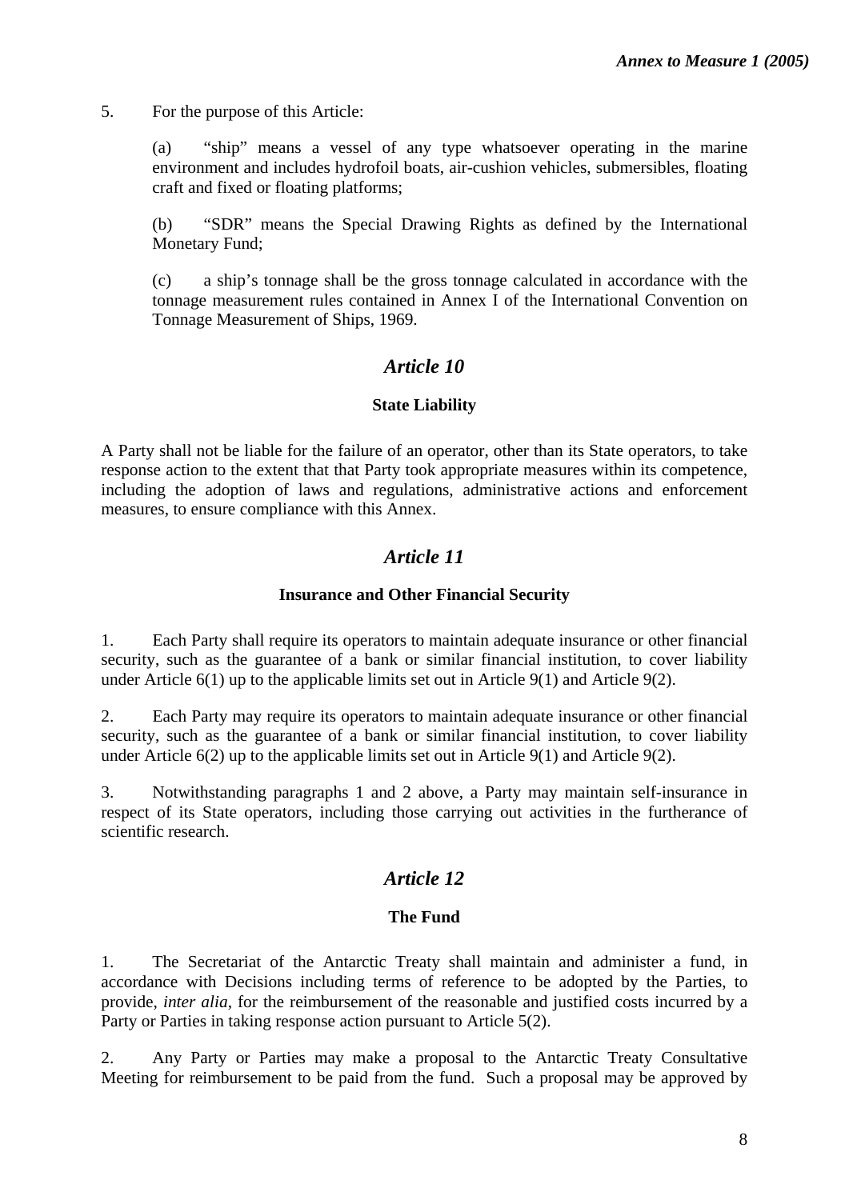5. For the purpose of this Article:

(a) "ship" means a vessel of any type whatsoever operating in the marine environment and includes hydrofoil boats, air-cushion vehicles, submersibles, floating craft and fixed or floating platforms;

(b) "SDR" means the Special Drawing Rights as defined by the International Monetary Fund;

(c) a ship's tonnage shall be the gross tonnage calculated in accordance with the tonnage measurement rules contained in Annex I of the International Convention on Tonnage Measurement of Ships, 1969.

## *Article 10*

### State Liability

A Party shall not be liable for the failure of an operator, other than its State operators, to take response action to the extent that that Party took appropriate measures within its competence, including the adoption of laws and regulations, administrative actions and enforcement measures, to ensure compliance with this Annex.

## *Article 11*

### Insurance and Other Financial Security

1. Each Party shall require its operators to maintain adequate insurance or other financial security, such as the guarantee of a bank or similar financial institution, to cover liability under Article 6(1) up to the applicable limits set out in Article 9(1) and Article 9(2).

2. Each Party may require its operators to maintain adequate insurance or other financial security, such as the guarantee of a bank or similar financial institution, to cover liability under Article 6(2) up to the applicable limits set out in Article 9(1) and Article 9(2).

3. Notwithstanding paragraphs 1 and 2 above, a Party may maintain self-insurance in respect of its State operators, including those carrying out activities in the furtherance of scientific research.

## *Article 12*

### The Fund

1. The Secretariat of the Antarctic Treaty shall maintain and administer a fund, in accordance with Decisions including terms of reference to be adopted by the Parties, to provide, *inter alia*, for the reimbursement of the reasonable and justified costs incurred by a Party or Parties in taking response action pursuant to Article 5(2).

2. Any Party or Parties may make a proposal to the Antarctic Treaty Consultative Meeting for reimbursement to be paid from the fund. Such a proposal may be approved by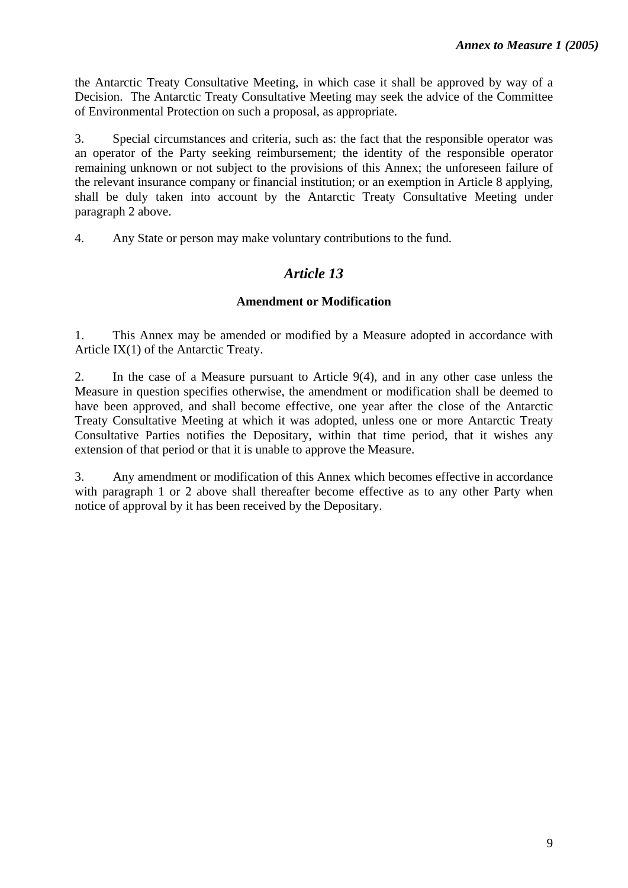the Antarctic Treaty Consultative Meeting, in which case it shall be approved by way of a Decision. The Antarctic Treaty Consultative Meeting may seek the advice of the Committee of Environmental Protection on such a proposal, as appropriate.

3. Special circumstances and criteria, such as: the fact that the responsible operator was an operator of the Party seeking reimbursement; the identity of the responsible operator remaining unknown or not subject to the provisions of this Annex; the unforeseen failure of the relevant insurance company or financial institution; or an exemption in Article 8 applying, shall be duly taken into account by the Antarctic Treaty Consultative Meeting under paragraph 2 above.

4. Any State or person may make voluntary contributions to the fund.

## *Article 13*

### Amendment or Modification

1. This Annex may be amended or modified by a Measure adopted in accordance with Article IX(1) of the Antarctic Treaty.

2. In the case of a Measure pursuant to Article 9(4), and in any other case unless the Measure in question specifies otherwise, the amendment or modification shall be deemed to have been approved, and shall become effective, one year after the close of the Antarctic Treaty Consultative Meeting at which it was adopted, unless one or more Antarctic Treaty Consultative Parties notifies the Depositary, within that time period, that it wishes any extension of that period or that it is unable to approve the Measure.

3. Any amendment or modification of this Annex which becomes effective in accordance with paragraph 1 or 2 above shall thereafter become effective as to any other Party when notice of approval by it has been received by the Depositary.